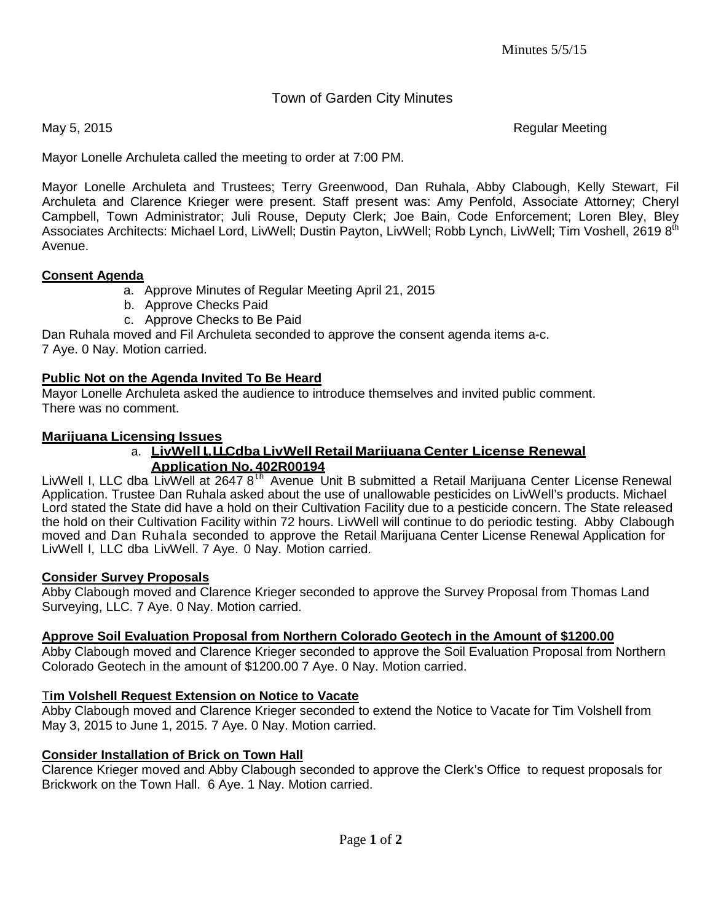Minutes 5/5/15

# Town of Garden City Minutes

May 5, 2015 Regular Meeting

Mayor Lonelle Archuleta called the meeting to order at 7:00 PM.

Mayor Lonelle Archuleta and Trustees; Terry Greenwood, Dan Ruhala, Abby Clabough, Kelly Stewart, Fil Archuleta and Clarence Krieger were present. Staff present was: Amy Penfold, Associate Attorney; Cheryl Campbell, Town Administrator; Juli Rouse, Deputy Clerk; Joe Bain, Code Enforcement; Loren Bley, Bley Associates Architects: Michael Lord, LivWell; Dustin Payton, LivWell; Robb Lynch, LivWell; Tim Voshell, 2619 8th Avenue.

**Consent Agenda**

a. Approve Minutes of Regular Meeting April 21, 2015
b. Approve Checks Paid
c. Approve Checks to Be Paid

Dan Ruhala moved and Fil Archuleta seconded to approve the consent agenda items a-c.
7 Aye. 0 Nay. Motion carried.

**Public Not on the Agenda Invited To Be Heard**

Mayor Lonelle Archuleta asked the audience to introduce themselves and invited public comment.
There was no comment.

**Marijuana Licensing Issues**

a. **LivWell I, LLCdba LivWell Retail Marijuana Center License Renewal Application No. 402R00194**

LivWell I, LLC dba LivWell at 2647 8th Avenue Unit B submitted a Retail Marijuana Center License Renewal Application. Trustee Dan Ruhala asked about the use of unallowable pesticides on LivWell's products. Michael Lord stated the State did have a hold on their Cultivation Facility due to a pesticide concern. The State released the hold on their Cultivation Facility within 72 hours. LivWell will continue to do periodic testing. Abby Clabough moved and Dan Ruhala seconded to approve the Retail Marijuana Center License Renewal Application for LivWell I, LLC dba LivWell. 7 Aye. 0 Nay. Motion carried.

**Consider Survey Proposals**

Abby Clabough moved and Clarence Krieger seconded to approve the Survey Proposal from Thomas Land Surveying, LLC. 7 Aye. 0 Nay. Motion carried.

**Approve Soil Evaluation Proposal from Northern Colorado Geotech in the Amount of $1200.00**

Abby Clabough moved and Clarence Krieger seconded to approve the Soil Evaluation Proposal from Northern Colorado Geotech in the amount of $1200.00 7 Aye. 0 Nay. Motion carried.

**Tim Volshell Request Extension on Notice to Vacate**

Abby Clabough moved and Clarence Krieger seconded to extend the Notice to Vacate for Tim Volshell from May 3, 2015 to June 1, 2015. 7 Aye. 0 Nay. Motion carried.

**Consider Installation of Brick on Town Hall**

Clarence Krieger moved and Abby Clabough seconded to approve the Clerk's Office to request proposals for Brickwork on the Town Hall. 6 Aye. 1 Nay. Motion carried.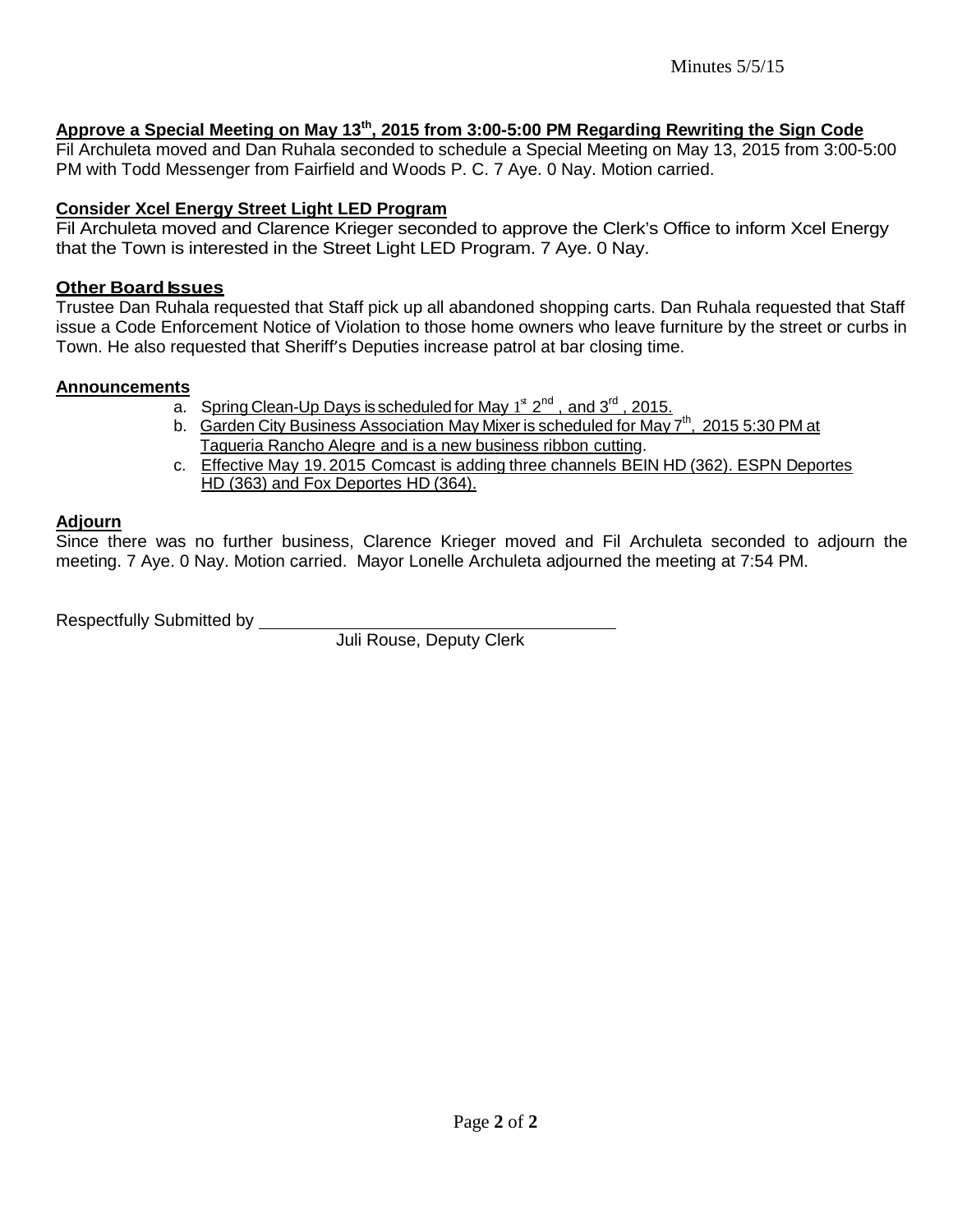**Approve a Special Meeting on May 13th, 2015 from 3:00-5:00 PM Regarding Rewriting the Sign Code**

Fil Archuleta moved and Dan Ruhala seconded to schedule a Special Meeting on May 13, 2015 from 3:00-5:00 PM with Todd Messenger from Fairfield and Woods P. C. 7 Aye. 0 Nay. Motion carried.

**Consider Xcel Energy Street Light LED Program**

Fil Archuleta moved and Clarence Krieger seconded to approve the Clerk's Office to inform Xcel Energy that the Town is interested in the Street Light LED Program. 7 Aye. 0 Nay.

**Other Board Issues**

Trustee Dan Ruhala requested that Staff pick up all abandoned shopping carts. Dan Ruhala requested that Staff issue a Code Enforcement Notice of Violation to those home owners who leave furniture by the street or curbs in Town. He also requested that Sheriff's Deputies increase patrol at bar closing time.

**Announcements**

a. Spring Clean-Up Days is scheduled for May 1st 2nd , and 3rd , 2015.
b. Garden City Business Association May Mixer is scheduled for May 7th, 2015 5:30 PM at Taqueria Rancho Alegre and is a new business ribbon cutting.
c. Effective May 19. 2015 Comcast is adding three channels BEIN HD (362). ESPN Deportes HD (363) and Fox Deportes HD (364).

**Adjourn**

Since there was no further business, Clarence Krieger moved and Fil Archuleta seconded to adjourn the meeting. 7 Aye. 0 Nay. Motion carried. Mayor Lonelle Archuleta adjourned the meeting at 7:54 PM.

Respectfully Submitted by ______________________________

Juli Rouse, Deputy Clerk